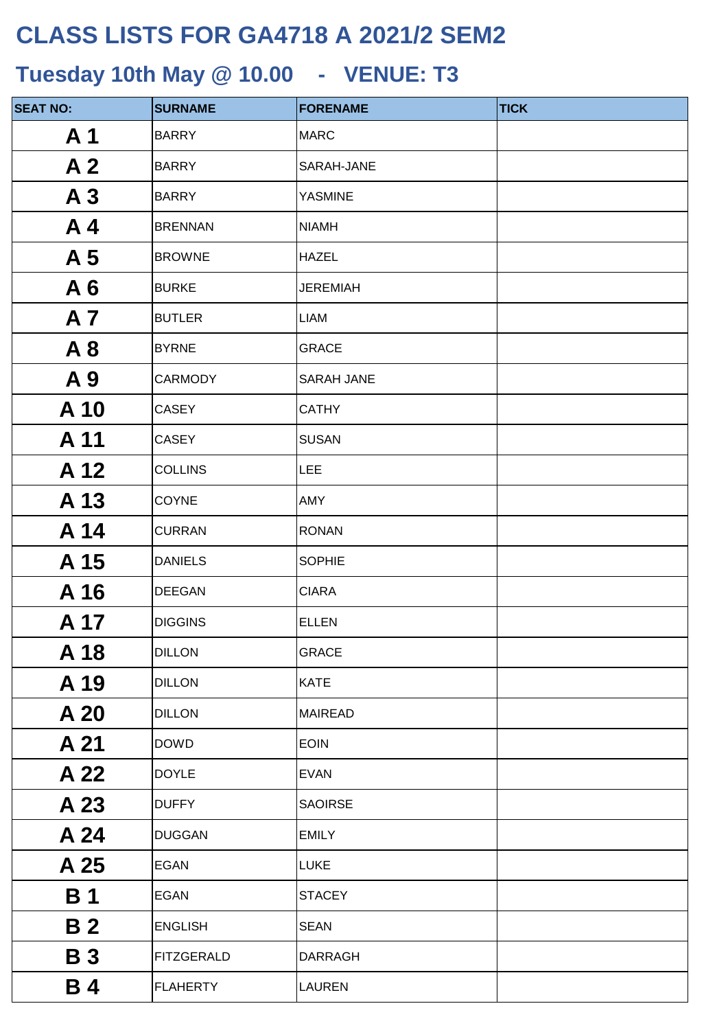# CLASS LISTS FOR GA4718 A 2021/2 SEM2

## Tuesday 10th May @ 10.00 - VENUE: T3

| SEAT NO: | SURNAME | FORENAME | TICK |
|---|---|---|---|
| **A 1** | BARRY | MARC | |
| **A 2** | BARRY | SARAH-JANE | |
| **A 3** | BARRY | YASMINE | |
| **A 4** | BRENNAN | NIAMH | |
| **A 5** | BROWNE | HAZEL | |
| **A 6** | BURKE | JEREMIAH | |
| **A 7** | BUTLER | LIAM | |
| **A 8** | BYRNE | GRACE | |
| **A 9** | CARMODY | SARAH JANE | |
| **A 10** | CASEY | CATHY | |
| **A 11** | CASEY | SUSAN | |
| **A 12** | COLLINS | LEE | |
| **A 13** | COYNE | AMY | |
| **A 14** | CURRAN | RONAN | |
| **A 15** | DANIELS | SOPHIE | |
| **A 16** | DEEGAN | CIARA | |
| **A 17** | DIGGINS | ELLEN | |
| **A 18** | DILLON | GRACE | |
| **A 19** | DILLON | KATE | |
| **A 20** | DILLON | MAIREAD | |
| **A 21** | DOWD | EOIN | |
| **A 22** | DOYLE | EVAN | |
| **A 23** | DUFFY | SAOIRSE | |
| **A 24** | DUGGAN | EMILY | |
| **A 25** | EGAN | LUKE | |
| **B 1** | EGAN | STACEY | |
| **B 2** | ENGLISH | SEAN | |
| **B 3** | FITZGERALD | DARRAGH | |
| **B 4** | FLAHERTY | LAUREN | |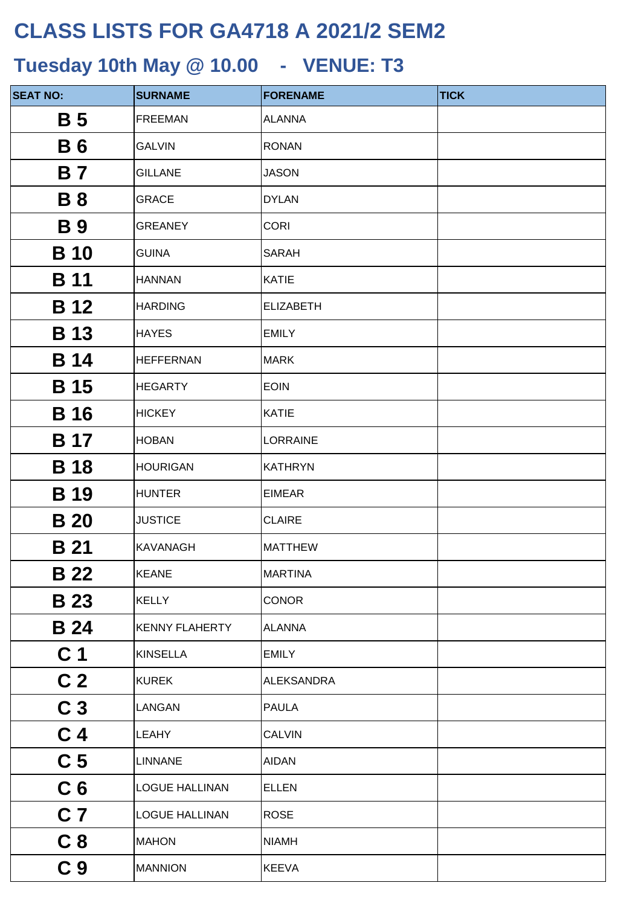# CLASS LISTS FOR GA4718 A 2021/2 SEM2

## Tuesday 10th May @ 10.00 - VENUE: T3

| SEAT NO: | SURNAME | FORENAME | TICK |
|---|---|---|---|
| B 5 | FREEMAN | ALANNA | |
| B 6 | GALVIN | RONAN | |
| B 7 | GILLANE | JASON | |
| B 8 | GRACE | DYLAN | |
| B 9 | GREANEY | CORI | |
| B 10 | GUINA | SARAH | |
| B 11 | HANNAN | KATIE | |
| B 12 | HARDING | ELIZABETH | |
| B 13 | HAYES | EMILY | |
| B 14 | HEFFERNAN | MARK | |
| B 15 | HEGARTY | EOIN | |
| B 16 | HICKEY | KATIE | |
| B 17 | HOBAN | LORRAINE | |
| B 18 | HOURIGAN | KATHRYN | |
| B 19 | HUNTER | EIMEAR | |
| B 20 | JUSTICE | CLAIRE | |
| B 21 | KAVANAGH | MATTHEW | |
| B 22 | KEANE | MARTINA | |
| B 23 | KELLY | CONOR | |
| B 24 | KENNY FLAHERTY | ALANNA | |
| C 1 | KINSELLA | EMILY | |
| C 2 | KUREK | ALEKSANDRA | |
| C 3 | LANGAN | PAULA | |
| C 4 | LEAHY | CALVIN | |
| C 5 | LINNANE | AIDAN | |
| C 6 | LOGUE HALLINAN | ELLEN | |
| C 7 | LOGUE HALLINAN | ROSE | |
| C 8 | MAHON | NIAMH | |
| C 9 | MANNION | KEEVA | |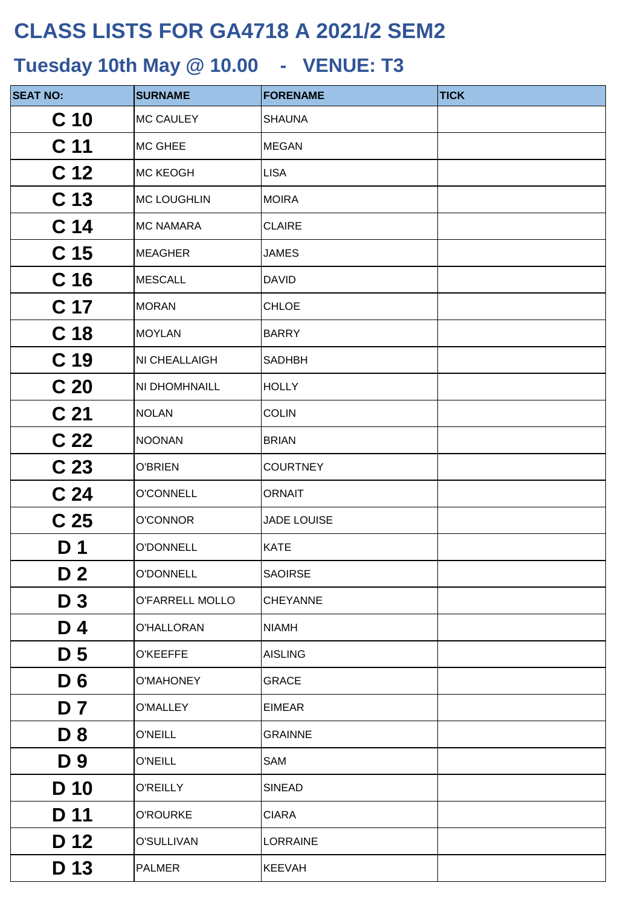# CLASS LISTS FOR GA4718 A 2021/2 SEM2

## Tuesday 10th May @ 10.00 - VENUE: T3

| SEAT NO: | SURNAME | FORENAME | TICK |
|---|---|---|---|
| C 10 | MC CAULEY | SHAUNA | |
| C 11 | MC GHEE | MEGAN | |
| C 12 | MC KEOGH | LISA | |
| C 13 | MC LOUGHLIN | MOIRA | |
| C 14 | MC NAMARA | CLAIRE | |
| C 15 | MEAGHER | JAMES | |
| C 16 | MESCALL | DAVID | |
| C 17 | MORAN | CHLOE | |
| C 18 | MOYLAN | BARRY | |
| C 19 | NI CHEALLAIGH | SADHBH | |
| C 20 | NI DHOMHNAILL | HOLLY | |
| C 21 | NOLAN | COLIN | |
| C 22 | NOONAN | BRIAN | |
| C 23 | O'BRIEN | COURTNEY | |
| C 24 | O'CONNELL | ORNAIT | |
| C 25 | O'CONNOR | JADE LOUISE | |
| D 1 | O'DONNELL | KATE | |
| D 2 | O'DONNELL | SAOIRSE | |
| D 3 | O'FARRELL MOLLO | CHEYANNE | |
| D 4 | O'HALLORAN | NIAMH | |
| D 5 | O'KEEFFE | AISLING | |
| D 6 | O'MAHONEY | GRACE | |
| D 7 | O'MALLEY | EIMEAR | |
| D 8 | O'NEILL | GRAINNE | |
| D 9 | O'NEILL | SAM | |
| D 10 | O'REILLY | SINEAD | |
| D 11 | O'ROURKE | CIARA | |
| D 12 | O'SULLIVAN | LORRAINE | |
| D 13 | PALMER | KEEVAH | |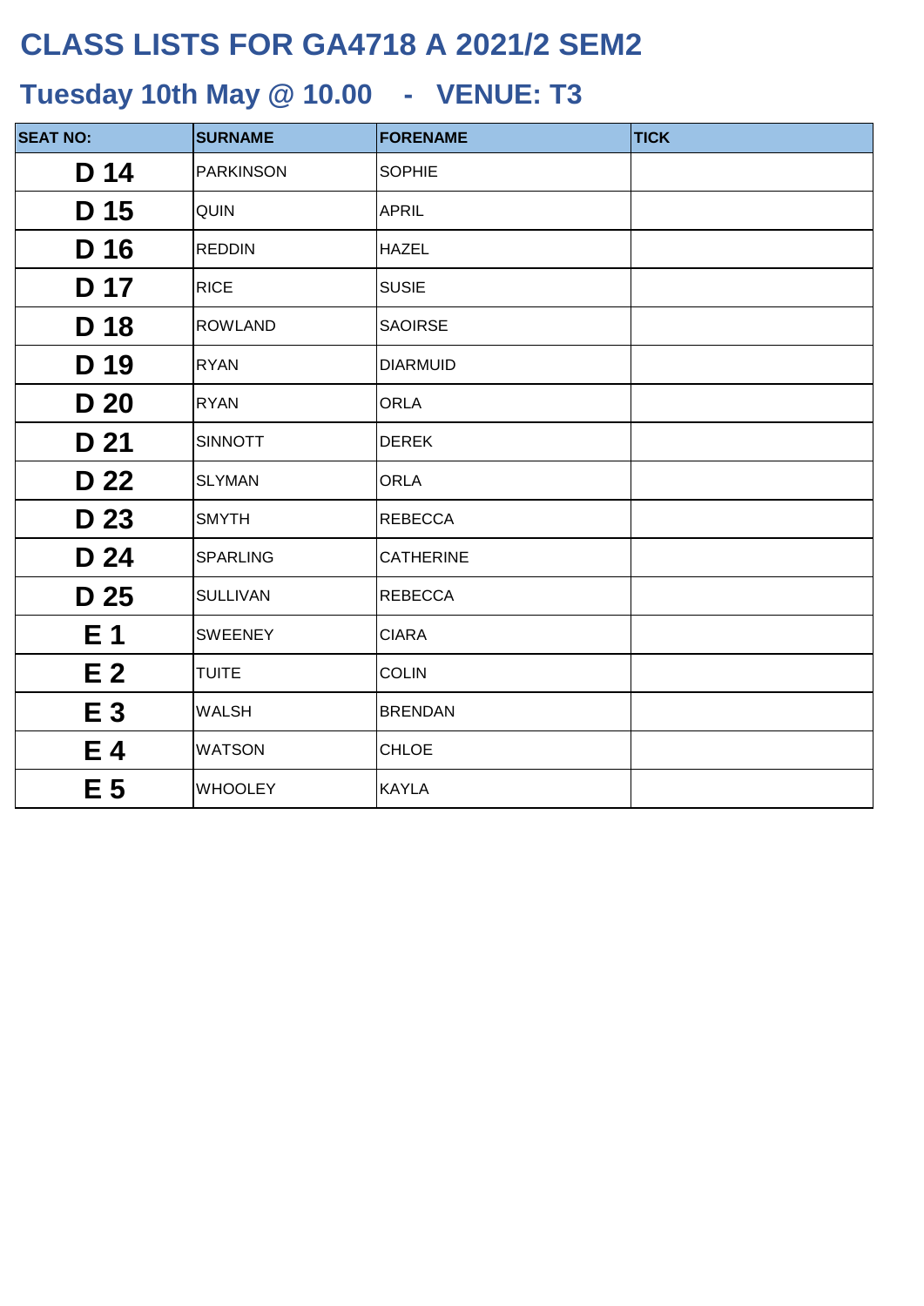# CLASS LISTS FOR GA4718 A 2021/2 SEM2

## Tuesday 10th May @ 10.00 - VENUE: T3

| SEAT NO: | SURNAME | FORENAME | TICK |
|---|---|---|---|
| D 14 | PARKINSON | SOPHIE | |
| D 15 | QUIN | APRIL | |
| D 16 | REDDIN | HAZEL | |
| D 17 | RICE | SUSIE | |
| D 18 | ROWLAND | SAOIRSE | |
| D 19 | RYAN | DIARMUID | |
| D 20 | RYAN | ORLA | |
| D 21 | SINNOTT | DEREK | |
| D 22 | SLYMAN | ORLA | |
| D 23 | SMYTH | REBECCA | |
| D 24 | SPARLING | CATHERINE | |
| D 25 | SULLIVAN | REBECCA | |
| E 1 | SWEENEY | CIARA | |
| E 2 | TUITE | COLIN | |
| E 3 | WALSH | BRENDAN | |
| E 4 | WATSON | CHLOE | |
| E 5 | WHOOLEY | KAYLA | |